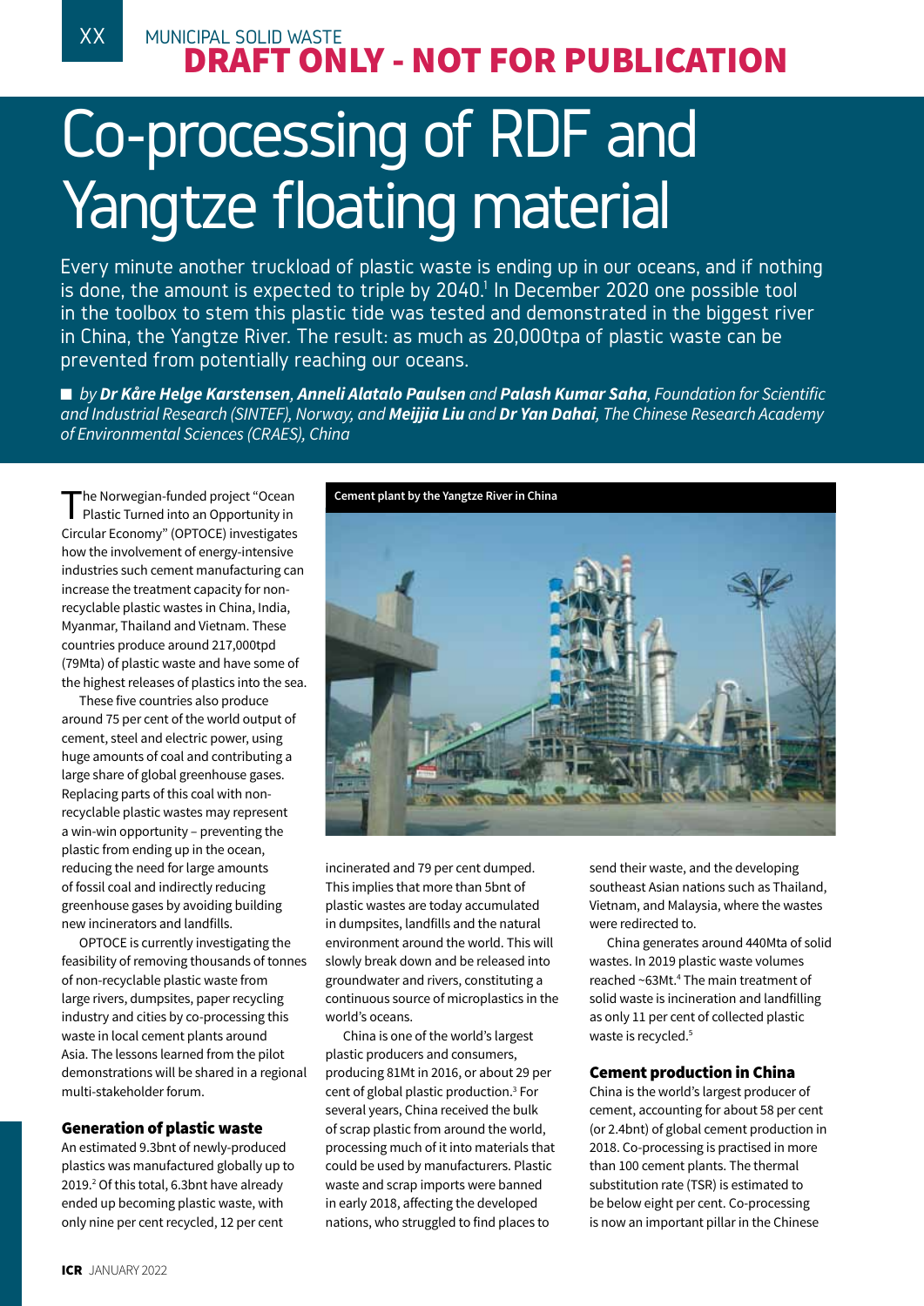MUNICIPAL SOLID WASTE

**DRAFT ONLY - NOT FOR PUBLICATION**

# Co-processing of RDF and Yangtze floating material

Every minute another truckload of plastic waste is ending up in our oceans, and if nothing is done, the amount is expected to triple by 2040.[1] In December 2020 one possible tool in the toolbox to stem this plastic tide was tested and demonstrated in the biggest river in China, the Yangtze River. The result: as much as 20,000tpa of plastic waste can be prevented from potentially reaching our oceans.

■ *by **Dr Kåre Helge Karstensen**, **Anneli Alatalo Paulsen** and **Palash Kumar Saha**, Foundation for Scientific and Industrial Research (SINTEF), Norway, and **Meijjia Liu** and **Dr Yan Dahai**, The Chinese Research Academy of Environmental Sciences (CRAES), China*

The Norwegian-funded project "Ocean Plastic Turned into an Opportunity in Circular Economy" (OPTOCE) investigates how the involvement of energy-intensive industries such cement manufacturing can increase the treatment capacity for non-recyclable plastic wastes in China, India, Myanmar, Thailand and Vietnam. These countries produce around 217,000tpd (79Mta) of plastic waste and have some of the highest releases of plastics into the sea.

These five countries also produce around 75 per cent of the world output of cement, steel and electric power, using huge amounts of coal and contributing a large share of global greenhouse gases. Replacing parts of this coal with non-recyclable plastic wastes may represent a win-win opportunity – preventing the plastic from ending up in the ocean, reducing the need for large amounts of fossil coal and indirectly reducing greenhouse gases by avoiding building new incinerators and landfills.

OPTOCE is currently investigating the feasibility of removing thousands of tonnes of non-recyclable plastic waste from large rivers, dumpsites, paper recycling industry and cities by co-processing this waste in local cement plants around Asia. The lessons learned from the pilot demonstrations will be shared in a regional multi-stakeholder forum.

Cement plant by the Yangtze River in China

### Generation of plastic waste

An estimated 9.3bnt of newly-produced plastics was manufactured globally up to 2019.[2] Of this total, 6.3bnt have already ended up becoming plastic waste, with only nine per cent recycled, 12 per cent incinerated and 79 per cent dumped. This implies that more than 5bnt of plastic wastes are today accumulated in dumpsites, landfills and the natural environment around the world. This will slowly break down and be released into groundwater and rivers, constituting a continuous source of microplastics in the world's oceans.

China is one of the world's largest plastic producers and consumers, producing 81Mt in 2016, or about 29 per cent of global plastic production.[3] For several years, China received the bulk of scrap plastic from around the world, processing much of it into materials that could be used by manufacturers. Plastic waste and scrap imports were banned in early 2018, affecting the developed nations, who struggled to find places to send their waste, and the developing southeast Asian nations such as Thailand, Vietnam, and Malaysia, where the wastes were redirected to.

China generates around 440Mta of solid wastes. In 2019 plastic waste volumes reached ~63Mt.[4] The main treatment of solid waste is incineration and landfilling as only 11 per cent of collected plastic waste is recycled.[5]

### Cement production in China

China is the world's largest producer of cement, accounting for about 58 per cent (or 2.4bnt) of global cement production in 2018. Co-processing is practised in more than 100 cement plants. The thermal substitution rate (TSR) is estimated to be below eight per cent. Co-processing is now an important pillar in the Chinese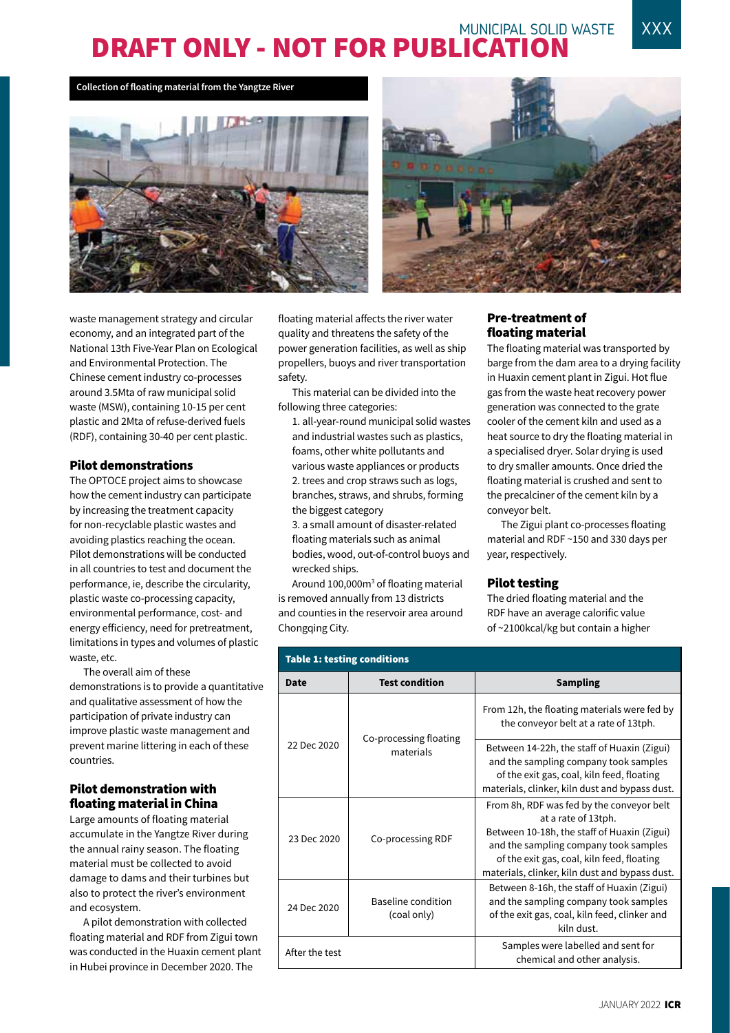# DRAFT ONLY - NOT FOR PUBLICATION

Collection of floating material from the Yangtze River

waste management strategy and circular economy, and an integrated part of the National 13th Five-Year Plan on Ecological and Environmental Protection. The Chinese cement industry co-processes around 3.5Mta of raw municipal solid waste (MSW), containing 10-15 per cent plastic and 2Mta of refuse-derived fuels (RDF), containing 30-40 per cent plastic.

## Pilot demonstrations

The OPTOCE project aims to showcase how the cement industry can participate by increasing the treatment capacity for non-recyclable plastic wastes and avoiding plastics reaching the ocean. Pilot demonstrations will be conducted in all countries to test and document the performance, ie, describe the circularity, plastic waste co-processing capacity, environmental performance, cost- and energy efficiency, need for pretreatment, limitations in types and volumes of plastic waste, etc.

The overall aim of these demonstrations is to provide a quantitative and qualitative assessment of how the participation of private industry can improve plastic waste management and prevent marine littering in each of these countries.

## Pilot demonstration with floating material in China

Large amounts of floating material accumulate in the Yangtze River during the annual rainy season. The floating material must be collected to avoid damage to dams and their turbines but also to protect the river's environment and ecosystem.

A pilot demonstration with collected floating material and RDF from Zigui town was conducted in the Huaxin cement plant in Hubei province in December 2020. The floating material affects the river water quality and threatens the safety of the power generation facilities, as well as ship propellers, buoys and river transportation safety.

This material can be divided into the following three categories:

1. all-year-round municipal solid wastes and industrial wastes such as plastics, foams, other white pollutants and various waste appliances or products
2. trees and crop straws such as logs, branches, straws, and shrubs, forming the biggest category
3. a small amount of disaster-related floating materials such as animal bodies, wood, out-of-control buoys and wrecked ships.

Around 100,000m$^3$ of floating material is removed annually from 13 districts and counties in the reservoir area around Chongqing City.

## Pre-treatment of floating material

The floating material was transported by barge from the dam area to a drying facility in Huaxin cement plant in Zigui. Hot flue gas from the waste heat recovery power generation was connected to the grate cooler of the cement kiln and used as a heat source to dry the floating material in a specialised dryer. Solar drying is used to dry smaller amounts. Once dried the floating material is crushed and sent to the precalciner of the cement kiln by a conveyor belt.

The Zigui plant co-processes floating material and RDF ~150 and 330 days per year, respectively.

## Pilot testing

The dried floating material and the RDF have an average calorific value of ~2100kcal/kg but contain a higher

**Table 1: testing conditions**

| Date | Test condition | Sampling |
|---|---|---|
| 22 Dec 2020 | Co-processing floating materials | From 12h, the floating materials were fed by the conveyor belt at a rate of 13tph. |
| | | Between 14-22h, the staff of Huaxin (Zigui) and the sampling company took samples of the exit gas, coal, kiln feed, floating materials, clinker, kiln dust and bypass dust. |
| 23 Dec 2020 | Co-processing RDF | From 8h, RDF was fed by the conveyor belt at a rate of 13tph. Between 10-18h, the staff of Huaxin (Zigui) and the sampling company took samples of the exit gas, coal, kiln feed, floating materials, clinker, kiln dust and bypass dust. |
| 24 Dec 2020 | Baseline condition (coal only) | Between 8-16h, the staff of Huaxin (Zigui) and the sampling company took samples of the exit gas, coal, kiln feed, clinker and kiln dust. |
| After the test | | Samples were labelled and sent for chemical and other analysis. |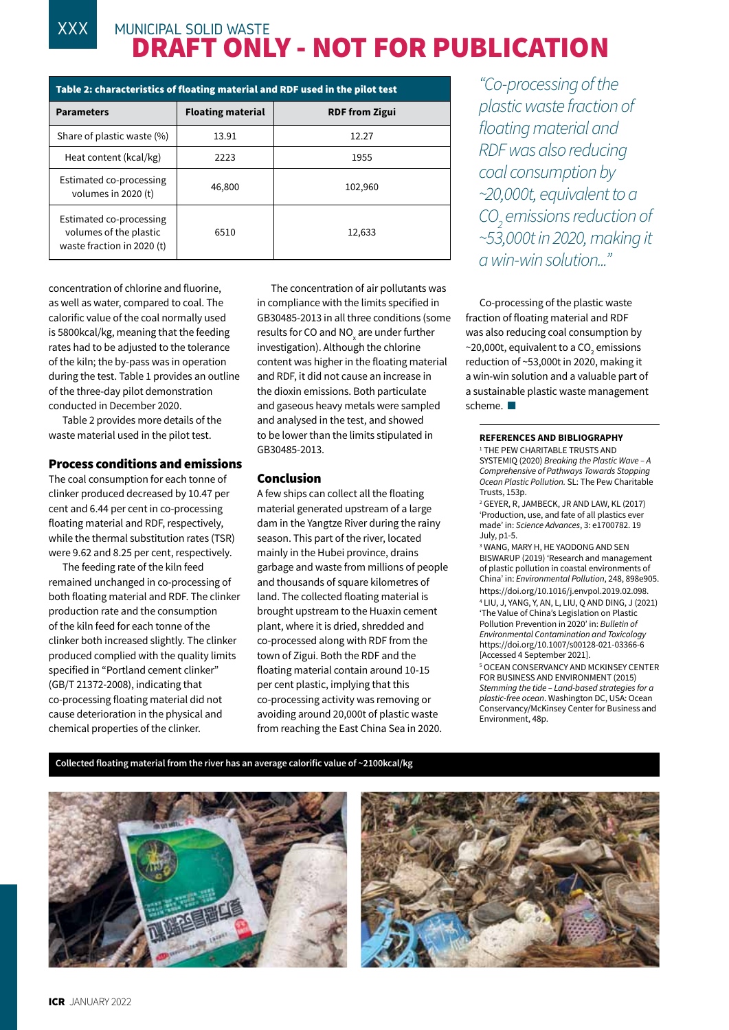# DRAFT ONLY - NOT FOR PUBLICATION

MUNICIPAL SOLID WASTE

**Table 2: characteristics of floating material and RDF used in the pilot test**

| Parameters | Floating material | RDF from Zigui |
|---|---|---|
| Share of plastic waste (%) | 13.91 | 12.27 |
| Heat content (kcal/kg) | 2223 | 1955 |
| Estimated co-processing volumes in 2020 (t) | 46,800 | 102,960 |
| Estimated co-processing volumes of the plastic waste fraction in 2020 (t) | 6510 | 12,633 |

concentration of chlorine and fluorine, as well as water, compared to coal. The calorific value of the coal normally used is 5800kcal/kg, meaning that the feeding rates had to be adjusted to the tolerance of the kiln; the by-pass was in operation during the test. Table 1 provides an outline of the three-day pilot demonstration conducted in December 2020.

Table 2 provides more details of the waste material used in the pilot test.

## Process conditions and emissions

The coal consumption for each tonne of clinker produced decreased by 10.47 per cent and 6.44 per cent in co-processing floating material and RDF, respectively, while the thermal substitution rates (TSR) were 9.62 and 8.25 per cent, respectively.

The feeding rate of the kiln feed remained unchanged in co-processing of both floating material and RDF. The clinker production rate and the consumption of the kiln feed for each tonne of the clinker both increased slightly. The clinker produced complied with the quality limits specified in "Portland cement clinker" (GB/T 21372-2008), indicating that co-processing floating material did not cause deterioration in the physical and chemical properties of the clinker.

The concentration of air pollutants was in compliance with the limits specified in GB30485-2013 in all three conditions (some results for CO and $NO_x$ are under further investigation). Although the chlorine content was higher in the floating material and RDF, it did not cause an increase in the dioxin emissions. Both particulate and gaseous heavy metals were sampled and analysed in the test, and showed to be lower than the limits stipulated in GB30485-2013.

## Conclusion

A few ships can collect all the floating material generated upstream of a large dam in the Yangtze River during the rainy season. This part of the river, located mainly in the Hubei province, drains garbage and waste from millions of people and thousands of square kilometres of land. The collected floating material is brought upstream to the Huaxin cement plant, where it is dried, shredded and co-processed along with RDF from the town of Zigui. Both the RDF and the floating material contain around 10-15 per cent plastic, implying that this co-processing activity was removing or avoiding around 20,000t of plastic waste from reaching the East China Sea in 2020.

*"Co-processing of the plastic waste fraction of floating material and RDF was also reducing coal consumption by ~20,000t, equivalent to a $CO_2$ emissions reduction of ~53,000t in 2020, making it a win-win solution..."*

Co-processing of the plastic waste fraction of floating material and RDF was also reducing coal consumption by ~20,000t, equivalent to a $CO_2$ emissions reduction of ~53,000t in 2020, making it a win-win solution and a valuable part of a sustainable plastic waste management scheme. ■

### REFERENCES AND BIBLIOGRAPHY

[1] THE PEW CHARITABLE TRUSTS AND SYSTEMIQ (2020) *Breaking the Plastic Wave – A Comprehensive of Pathways Towards Stopping Ocean Plastic Pollution.* SL: The Pew Charitable Trusts, 153p.

[2] GEYER, R, JAMBECK, JR AND LAW, KL (2017) 'Production, use, and fate of all plastics ever made' in: *Science Advances*, 3: e1700782. 19 July, p1-5.

[3] WANG, MARY H, HE YAODONG AND SEN BISWARUP (2019) 'Research and management of plastic pollution in coastal environments of China' in: *Environmental Pollution*, 248, 898e905. https://doi.org/10.1016/j.envpol.2019.02.098.

[4] LIU, J, YANG, Y, AN, L, LIU, Q AND DING, J (2021) 'The Value of China's Legislation on Plastic Pollution Prevention in 2020' in: *Bulletin of Environmental Contamination and Toxicology* https://doi.org/10.1007/s00128-021-03366-6 [Accessed 4 September 2021].

[5] OCEAN CONSERVANCY AND MCKINSEY CENTER FOR BUSINESS AND ENVIRONMENT (2015) *Stemming the tide – Land-based strategies for a plastic-free ocean*. Washington DC, USA: Ocean Conservancy/McKinsey Center for Business and Environment, 48p.

Collected floating material from the river has an average calorific value of ~2100kcal/kg